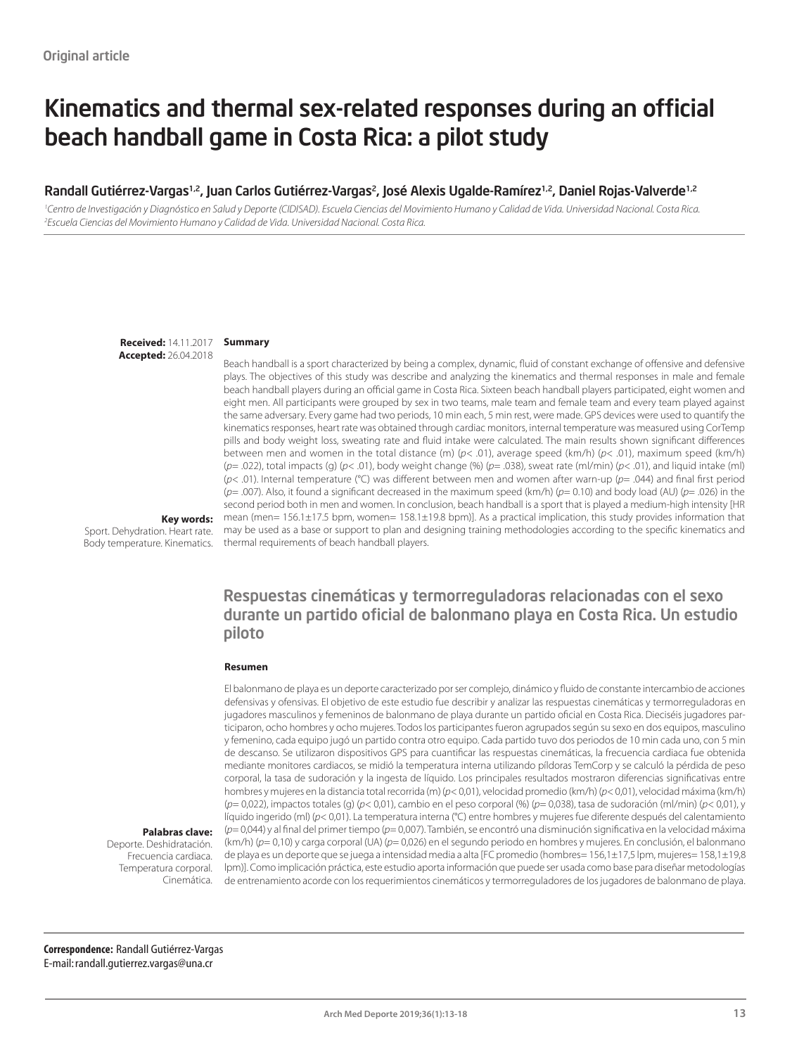Original article

# Kinematics and thermal sex-related responses during an official beach handball game in Costa Rica: a pilot study

**Randall Gutiérrez-Vargas[1,2], Juan Carlos Gutiérrez-Vargas[2], José Alexis Ugalde-Ramírez[1,2], Daniel Rojas-Valverde[1,2]**

*[1]Centro de Investigación y Diagnóstico en Salud y Deporte (CIDISAD). Escuela Ciencias del Movimiento Humano y Calidad de Vida. Universidad Nacional. Costa Rica.*
*[2]Escuela Ciencias del Movimiento Humano y Calidad de Vida. Universidad Nacional. Costa Rica.*

**Received:** 14.11.2017
**Accepted:** 26.04.2018

### Summary

Beach handball is a sport characterized by being a complex, dynamic, fluid of constant exchange of offensive and defensive plays. The objectives of this study was describe and analyzing the kinematics and thermal responses in male and female beach handball players during an official game in Costa Rica. Sixteen beach handball players participated, eight women and eight men. All participants were grouped by sex in two teams, male team and female team and every team played against the same adversary. Every game had two periods, 10 min each, 5 min rest, were made. GPS devices were used to quantify the kinematics responses, heart rate was obtained through cardiac monitors, internal temperature was measured using CorTemp pills and body weight loss, sweating rate and fluid intake were calculated. The main results shown significant differences between men and women in the total distance (m) ($p< .01$), average speed (km/h) ($p< .01$), maximum speed (km/h) ($p= .022$), total impacts (g) ($p< .01$), body weight change (%) ($p= .038$), sweat rate (ml/min) ($p< .01$), and liquid intake (ml) ($p< .01$). Internal temperature (°C) was different between men and women after warn-up ($p= .044$) and final first period ($p= .007$). Also, it found a significant decreased in the maximum speed (km/h) ($p= 0.10$) and body load (AU) ($p= .026$) in the second period both in men and women. In conclusion, beach handball is a sport that is played a medium-high intensity [HR mean (men= 156.1±17.5 bpm, women= 158.1±19.8 bpm)]. As a practical implication, this study provides information that may be used as a base or support to plan and designing training methodologies according to the specific kinematics and thermal requirements of beach handball players.

**Key words:**
Sport. Dehydration. Heart rate. Body temperature. Kinematics.

## Respuestas cinemáticas y termorreguladoras relacionadas con el sexo durante un partido oficial de balonmano playa en Costa Rica. Un estudio piloto

### Resumen

El balonmano de playa es un deporte caracterizado por ser complejo, dinámico y fluido de constante intercambio de acciones defensivas y ofensivas. El objetivo de este estudio fue describir y analizar las respuestas cinemáticas y termorreguladoras en jugadores masculinos y femeninos de balonmano de playa durante un partido oficial en Costa Rica. Dieciséis jugadores participaron, ocho hombres y ocho mujeres. Todos los participantes fueron agrupados según su sexo en dos equipos, masculino y femenino, cada equipo jugó un partido contra otro equipo. Cada partido tuvo dos periodos de 10 min cada uno, con 5 min de descanso. Se utilizaron dispositivos GPS para cuantificar las respuestas cinemáticas, la frecuencia cardiaca fue obtenida mediante monitores cardiacos, se midió la temperatura interna utilizando píldoras TemCorp y se calculó la pérdida de peso corporal, la tasa de sudoración y la ingesta de líquido. Los principales resultados mostraron diferencias significativas entre hombres y mujeres en la distancia total recorrida (m) ($p< 0,01$), velocidad promedio (km/h) ($p< 0,01$), velocidad máxima (km/h) ($p= 0,022$), impactos totales (g) ($p< 0,01$), cambio en el peso corporal (%) ($p= 0,038$), tasa de sudoración (ml/min) ($p< 0,01$), y líquido ingerido (ml) ($p< 0,01$). La temperatura interna (°C) entre hombres y mujeres fue diferente después del calentamiento ($p= 0,044$) y al final del primer tiempo ($p= 0,007$). También, se encontró una disminución significativa en la velocidad máxima (km/h) ($p= 0,10$) y carga corporal (UA) ($p= 0,026$) en el segundo periodo en hombres y mujeres. En conclusión, el balonmano de playa es un deporte que se juega a intensidad media a alta [FC promedio (hombres= 156,1±17,5 lpm, mujeres= 158,1±19,8 lpm)]. Como implicación práctica, este estudio aporta información que puede ser usada como base para diseñar metodologías de entrenamiento acorde con los requerimientos cinemáticos y termorreguladores de los jugadores de balonmano de playa.

**Palabras clave:**
Deporte. Deshidratación. Frecuencia cardiaca. Temperatura corporal. Cinemática.

**Correspondence:** Randall Gutiérrez-Vargas
E-mail: randall.gutierrez.vargas@una.cr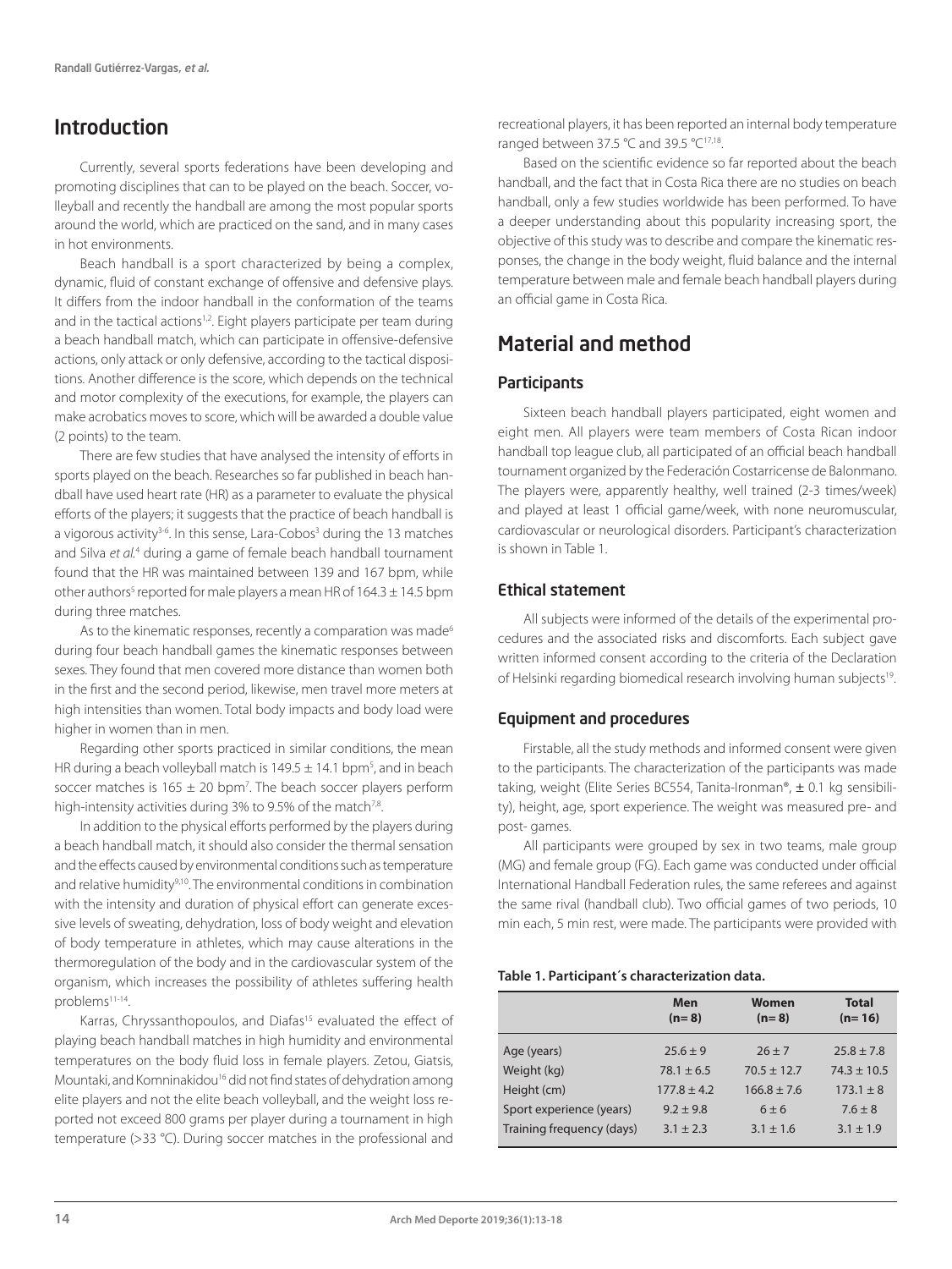## Introduction

Currently, several sports federations have been developing and promoting disciplines that can to be played on the beach. Soccer, volleyball and recently the handball are among the most popular sports around the world, which are practiced on the sand, and in many cases in hot environments.

Beach handball is a sport characterized by being a complex, dynamic, fluid of constant exchange of offensive and defensive plays. It differs from the indoor handball in the conformation of the teams and in the tactical actions[1,2]. Eight players participate per team during a beach handball match, which can participate in offensive-defensive actions, only attack or only defensive, according to the tactical dispositions. Another difference is the score, which depends on the technical and motor complexity of the executions, for example, the players can make acrobatics moves to score, which will be awarded a double value (2 points) to the team.

There are few studies that have analysed the intensity of efforts in sports played on the beach. Researches so far published in beach handball have used heart rate (HR) as a parameter to evaluate the physical efforts of the players; it suggests that the practice of beach handball is a vigorous activity[3-6]. In this sense, Lara-Cobos[3] during the 13 matches and Silva *et al.*[4] during a game of female beach handball tournament found that the HR was maintained between 139 and 167 bpm, while other authors[5] reported for male players a mean HR of 164.3 ± 14.5 bpm during three matches.

As to the kinematic responses, recently a comparation was made[6] during four beach handball games the kinematic responses between sexes. They found that men covered more distance than women both in the first and the second period, likewise, men travel more meters at high intensities than women. Total body impacts and body load were higher in women than in men.

Regarding other sports practiced in similar conditions, the mean HR during a beach volleyball match is 149.5 ± 14.1 bpm[5], and in beach soccer matches is 165 ± 20 bpm[7]. The beach soccer players perform high-intensity activities during 3% to 9.5% of the match[7,8].

In addition to the physical efforts performed by the players during a beach handball match, it should also consider the thermal sensation and the effects caused by environmental conditions such as temperature and relative humidity[9,10]. The environmental conditions in combination with the intensity and duration of physical effort can generate excessive levels of sweating, dehydration, loss of body weight and elevation of body temperature in athletes, which may cause alterations in the thermoregulation of the body and in the cardiovascular system of the organism, which increases the possibility of athletes suffering health problems[11-14].

Karras, Chryssanthopoulos, and Diafas[15] evaluated the effect of playing beach handball matches in high humidity and environmental temperatures on the body fluid loss in female players. Zetou, Giatsis, Mountaki, and Komninakidou[16] did not find states of dehydration among elite players and not the elite beach volleyball, and the weight loss reported not exceed 800 grams per player during a tournament in high temperature (>33 °C). During soccer matches in the professional and recreational players, it has been reported an internal body temperature ranged between 37.5 °C and 39.5 °C[17,18].

Based on the scientific evidence so far reported about the beach handball, and the fact that in Costa Rica there are no studies on beach handball, only a few studies worldwide has been performed. To have a deeper understanding about this popularity increasing sport, the objective of this study was to describe and compare the kinematic responses, the change in the body weight, fluid balance and the internal temperature between male and female beach handball players during an official game in Costa Rica.

## Material and method

### Participants

Sixteen beach handball players participated, eight women and eight men. All players were team members of Costa Rican indoor handball top league club, all participated of an official beach handball tournament organized by the Federación Costarricense de Balonmano. The players were, apparently healthy, well trained (2-3 times/week) and played at least 1 official game/week, with none neuromuscular, cardiovascular or neurological disorders. Participant's characterization is shown in Table 1.

### Ethical statement

All subjects were informed of the details of the experimental procedures and the associated risks and discomforts. Each subject gave written informed consent according to the criteria of the Declaration of Helsinki regarding biomedical research involving human subjects[19].

### Equipment and procedures

Firstable, all the study methods and informed consent were given to the participants. The characterization of the participants was made taking, weight (Elite Series BC554, Tanita-Ironman®, ± 0.1 kg sensibility), height, age, sport experience. The weight was measured pre- and post- games.

All participants were grouped by sex in two teams, male group (MG) and female group (FG). Each game was conducted under official International Handball Federation rules, the same referees and against the same rival (handball club). Two official games of two periods, 10 min each, 5 min rest, were made. The participants were provided with

**Table 1. Participant´s characterization data.**

| | Men (n= 8) | Women (n= 8) | Total (n= 16) |
|---|---|---|---|
| Age (years) | 25.6 ± 9 | 26 ± 7 | 25.8 ± 7.8 |
| Weight (kg) | 78.1 ± 6.5 | 70.5 ± 12.7 | 74.3 ± 10.5 |
| Height (cm) | 177.8 ± 4.2 | 166.8 ± 7.6 | 173.1 ± 8 |
| Sport experience (years) | 9.2 ± 9.8 | 6 ± 6 | 7.6 ± 8 |
| Training frequency (days) | 3.1 ± 2.3 | 3.1 ± 1.6 | 3.1 ± 1.9 |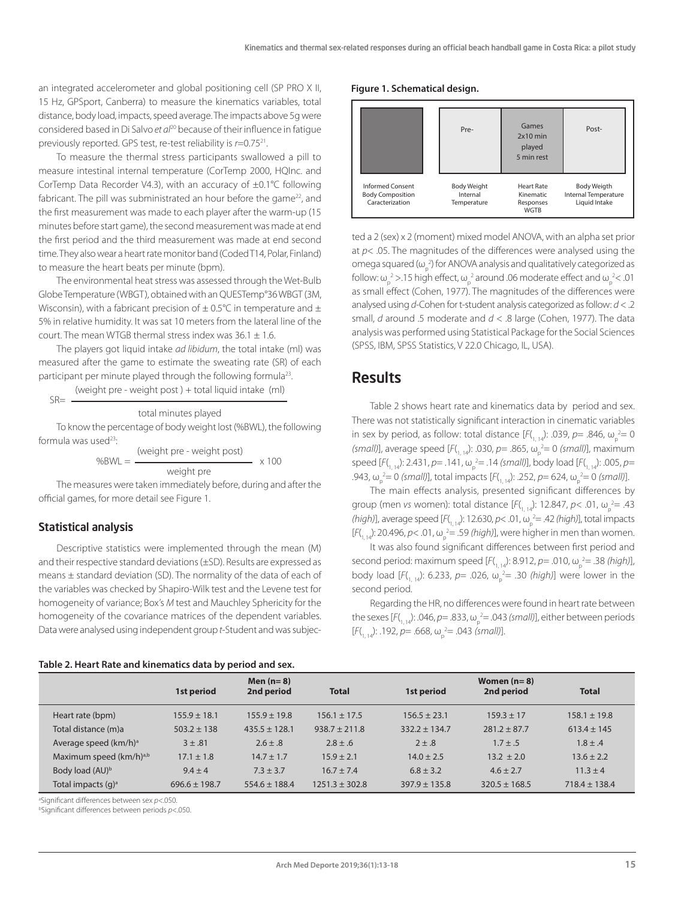an integrated accelerometer and global positioning cell (SP PRO X II, 15 Hz, GPSport, Canberra) to measure the kinematics variables, total distance, body load, impacts, speed average. The impacts above 5g were considered based in Di Salvo *et al*[20] because of their influence in fatigue previously reported. GPS test, re-test reliability is $r$=0.75[21].

To measure the thermal stress participants swallowed a pill to measure intestinal internal temperature (CorTemp 2000, HQInc. and CorTemp Data Recorder V4.3), with an accuracy of ±0.1°C following fabricant. The pill was subministrated an hour before the game[22], and the first measurement was made to each player after the warm-up (15 minutes before start game), the second measurement was made at end the first period and the third measurement was made at end second time. They also wear a heart rate monitor band (Coded T14, Polar, Finland) to measure the heart beats per minute (bpm).

The environmental heat stress was assessed through the Wet-Bulb Globe Temperature (WBGT), obtained with an QUESTemp°36 WBGT (3M, Wisconsin), with a fabricant precision of ± 0.5°C in temperature and ± 5% in relative humidity. It was sat 10 meters from the lateral line of the court. The mean WTGB thermal stress index was 36.1 ± 1.6.

The players got liquid intake *ad libidum*, the total intake (ml) was measured after the game to estimate the sweating rate (SR) of each participant per minute played through the following formula[23].

$$SR = \frac{(\text{weight pre - weight post}) + \text{total liquid intake (ml)}}{\text{total minutes played}}$$

To know the percentage of body weight lost (%BWL), the following formula was used[23]:

$$\%BWL = \frac{(\text{weight pre - weight post})}{\text{weight pre}} \times 100$$

The measures were taken immediately before, during and after the official games, for more detail see Figure 1.

**Figure 1. Schematical design.**

| | Pre- | Games 2x10 min played 5 min rest | Post- |
|---|---|---|---|
| Informed Consent Body Composition Caracterization | Body Weight Internal Temperature | Heart Rate Kinematic Responses WGTB | Body Weigth Internal Temperature Liquid Intake |

## Statistical analysis

Descriptive statistics were implemented through the mean (M) and their respective standard deviations (±SD). Results are expressed as means ± standard deviation (SD). The normality of the data of each of the variables was checked by Shapiro-Wilk test and the Levene test for homogeneity of variance; Box's *M* test and Mauchley Sphericity for the homogeneity of the covariance matrices of the dependent variables. Data were analysed using independent group *t*-Student and was subjected a 2 (sex) x 2 (moment) mixed model ANOVA, with an alpha set prior at $p< .05$. The magnitudes of the differences were analysed using the omega squared ($\omega_p^2$) for ANOVA analysis and qualitatively categorized as follow: $\omega_p^2 >.15$ high effect, $\omega_p^2$ around .06 moderate effect and $\omega_p^2 < .01$ as small effect (Cohen, 1977). The magnitudes of the differences were analysed using *d*-Cohen for t-student analysis categorized as follow: $d < .2$ small, $d$ around .5 moderate and $d < .8$ large (Cohen, 1977). The data analysis was performed using Statistical Package for the Social Sciences (SPSS, IBM, SPSS Statistics, V 22.0 Chicago, IL, USA).

# Results

Table 2 shows heart rate and kinematics data by period and sex. There was not statistically significant interaction in cinematic variables in sex by period, as follow: total distance [$F_{(1, 14)}$: .039, $p$= .846, $\omega_p^2$= 0 *(small)*], average speed [$F_{(1, 14)}$: .030, $p$= .865, $\omega_p^2$= 0 *(small)*], maximum speed [$F_{(1, 14)}$: 2.431, $p$= .141, $\omega_p^2$= .14 *(small)*], body load [$F_{(1, 14)}$: .005, $p$= .943, $\omega_p^2$= 0 *(small)*], total impacts [$F_{(1, 14)}$: .252, $p$= 624, $\omega_p^2$= 0 *(small)*].

The main effects analysis, presented significant differences by group (men *vs* women): total distance [$F_{(1, 14)}$: 12.847, $p< .01$, $\omega_p^2$= .43 *(high)*], average speed [$F_{(1, 14)}$: 12.630, $p< .01$, $\omega_p^2$= .42 *(high)*], total impacts [$F_{(1, 14)}$: 20.496, $p< .01$, $\omega_p^2$= .59 *(high)*], were higher in men than women.

It was also found significant differences between first period and second period: maximum speed [$F_{(1, 14)}$: 8.912, $p$= .010, $\omega_p^2$= .38 *(high)*], body load [$F_{(1, 14)}$: 6.233, $p$= .026, $\omega_p^2$= .30 *(high)*] were lower in the second period.

Regarding the HR, no differences were found in heart rate between the sexes [$F_{(1, 14)}$: .046, $p$= .833, $\omega_p^2$= .043 *(small)*], either between periods [$F_{(1, 14)}$: .192, $p$= .668, $\omega_p^2$= .043 *(small)*].

**Table 2. Heart Rate and kinematics data by period and sex.**

| | Men (n= 8) | | | Women (n= 8) | | |
|---|---|---|---|---|---|---|
| | 1st period | 2nd period | Total | 1st period | 2nd period | Total |
| Heart rate (bpm) | 155.9 ± 18.1 | 155.9 ± 19.8 | 156.1 ± 17.5 | 156.5 ± 23.1 | 159.3 ± 17 | 158.1 ± 19.8 |
| Total distance (m)a | 503.2 ± 138 | 435.5 ± 128.1 | 938.7 ± 211.8 | 332.2 ± 134.7 | 281.2 ± 87.7 | 613.4 ± 145 |
| Average speed (km/h)[a] | 3 ± .81 | 2.6 ± .8 | 2.8 ± .6 | 2 ± .8 | 1.7 ± .5 | 1.8 ± .4 |
| Maximum speed (km/h)[a,b] | 17.1 ± 1.8 | 14.7 ± 1.7 | 15.9 ± 2.1 | 14.0 ± 2.5 | 13.2 ± 2.0 | 13.6 ± 2.2 |
| Body load (AU)[b] | 9.4 ± 4 | 7.3 ± 3.7 | 16.7 ± 7.4 | 6.8 ± 3.2 | 4.6 ± 2.7 | 11.3 ± 4 |
| Total impacts (g)[a] | 696.6 ± 198.7 | 554.6 ± 188.4 | 1251.3 ± 302.8 | 397.9 ± 135.8 | 320.5 ± 168.5 | 718.4 ± 138.4 |

[a]Significant differences between sex $p<.050$.
[b]Significant differences between periods $p<.050$.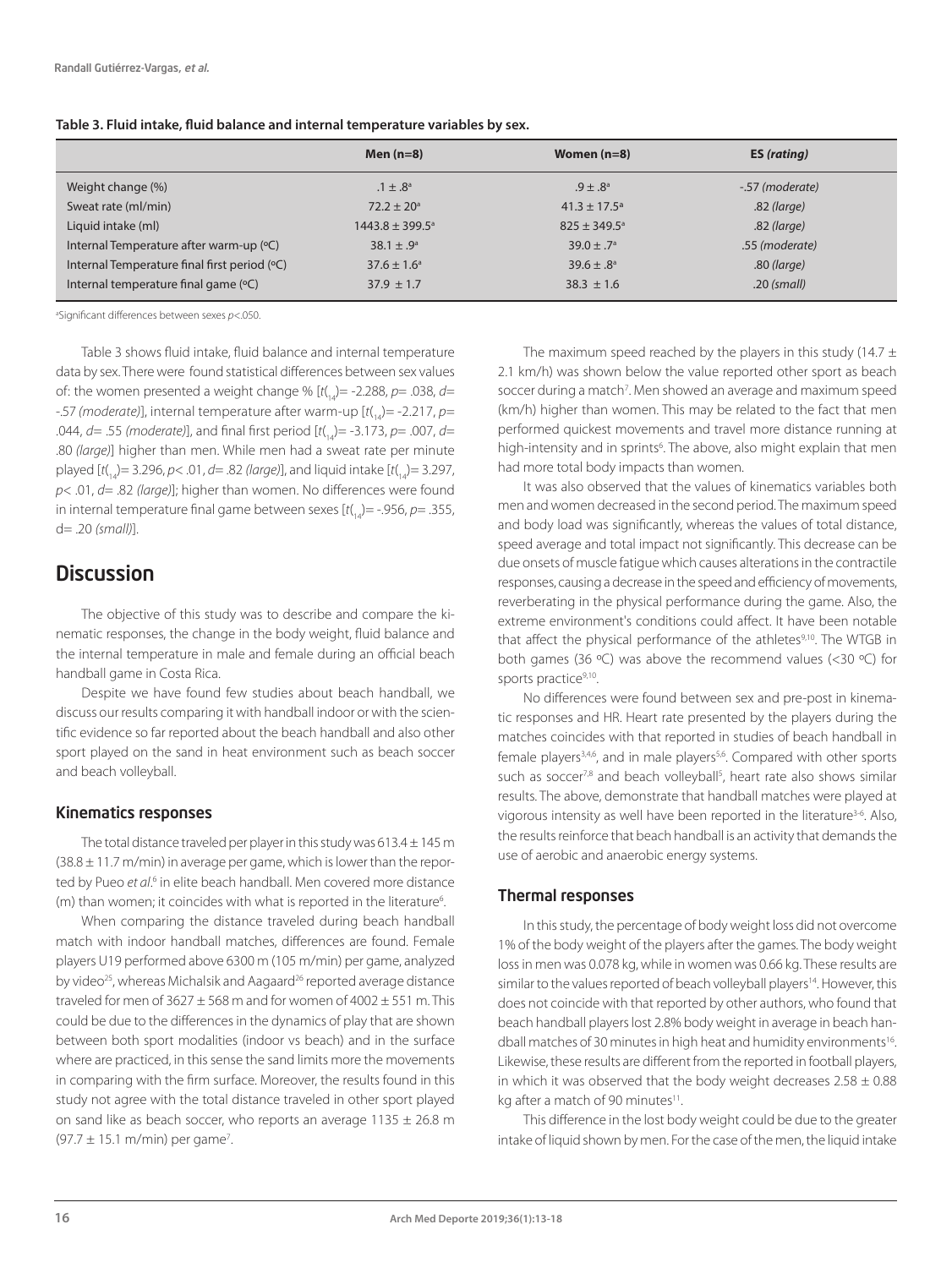**Table 3. Fluid intake, fluid balance and internal temperature variables by sex.**

| | Men (n=8) | Women (n=8) | ES *(rating)* |
|---|---|---|---|
| Weight change (%) | .1 ± .8[a] | .9 ± .8[a] | -.57 (moderate) |
| Sweat rate (ml/min) | 72.2 ± 20[a] | 41.3 ± 17.5[a] | .82 *(large)* |
| Liquid intake (ml) | 1443.8 ± 399.5[a] | 825 ± 349.5[a] | .82 *(large)* |
| Internal Temperature after warm-up (ºC) | 38.1 ± .9[a] | 39.0 ± .7[a] | .55 (moderate) |
| Internal Temperature final first period (ºC) | 37.6 ± 1.6[a] | 39.6 ± .8[a] | .80 *(large)* |
| Internal temperature final game (ºC) | 37.9 ± 1.7 | 38.3 ± 1.6 | .20 *(small)* |

[a]Significant differences between sexes $p<.050$.

Table 3 shows fluid intake, fluid balance and internal temperature data by sex. There were found statistical differences between sex values of: the women presented a weight change % [$t_{(14)}= -2.288$, $p= .038$, $d= -.57$ *(moderate)*], internal temperature after warm-up [$t_{(14)}= -2.217$, $p= .044$, $d= .55$ *(moderate)*], and final first period [$t_{(14)}= -3.173$, $p= .007$, $d= .80$ *(large)*] higher than men. While men had a sweat rate per minute played [$t_{(14)}= 3.296$, $p< .01$, $d= .82$ *(large)*], and liquid intake [$t_{(14)}= 3.297$, $p< .01$, $d= .82$ *(large)*]; higher than women. No differences were found in internal temperature final game between sexes [$t_{(14)}= -.956$, $p= .355$, $d= .20$ *(small)*].

## Discussion

The objective of this study was to describe and compare the kinematic responses, the change in the body weight, fluid balance and the internal temperature in male and female during an official beach handball game in Costa Rica.

Despite we have found few studies about beach handball, we discuss our results comparing it with handball indoor or with the scientific evidence so far reported about the beach handball and also other sport played on the sand in heat environment such as beach soccer and beach volleyball.

### Kinematics responses

The total distance traveled per player in this study was 613.4 ± 145 m (38.8 ± 11.7 m/min) in average per game, which is lower than the reported by Pueo *et al.*[6] in elite beach handball. Men covered more distance (m) than women; it coincides with what is reported in the literature[6].

When comparing the distance traveled during beach handball match with indoor handball matches, differences are found. Female players U19 performed above 6300 m (105 m/min) per game, analyzed by video[25], whereas Michalsik and Aagaard[26] reported average distance traveled for men of 3627 ± 568 m and for women of 4002 ± 551 m. This could be due to the differences in the dynamics of play that are shown between both sport modalities (indoor vs beach) and in the surface where are practiced, in this sense the sand limits more the movements in comparing with the firm surface. Moreover, the results found in this study not agree with the total distance traveled in other sport played on sand like as beach soccer, who reports an average 1135 ± 26.8 m (97.7 ± 15.1 m/min) per game[7].

The maximum speed reached by the players in this study (14.7 ± 2.1 km/h) was shown below the value reported other sport as beach soccer during a match[7]. Men showed an average and maximum speed (km/h) higher than women. This may be related to the fact that men performed quickest movements and travel more distance running at high-intensity and in sprints[6]. The above, also might explain that men had more total body impacts than women.

It was also observed that the values of kinematics variables both men and women decreased in the second period. The maximum speed and body load was significantly, whereas the values of total distance, speed average and total impact not significantly. This decrease can be due onsets of muscle fatigue which causes alterations in the contractile responses, causing a decrease in the speed and efficiency of movements, reverberating in the physical performance during the game. Also, the extreme environment's conditions could affect. It have been notable that affect the physical performance of the athletes[9,10]. The WTGB in both games (36 ºC) was above the recommend values (<30 ºC) for sports practice[9,10].

No differences were found between sex and pre-post in kinematic responses and HR. Heart rate presented by the players during the matches coincides with that reported in studies of beach handball in female players[3,4,6], and in male players[5,6]. Compared with other sports such as soccer[7,8] and beach volleyball[5], heart rate also shows similar results. The above, demonstrate that handball matches were played at vigorous intensity as well have been reported in the literature[3-6]. Also, the results reinforce that beach handball is an activity that demands the use of aerobic and anaerobic energy systems.

### Thermal responses

In this study, the percentage of body weight loss did not overcome 1% of the body weight of the players after the games. The body weight loss in men was 0.078 kg, while in women was 0.66 kg. These results are similar to the values reported of beach volleyball players[14]. However, this does not coincide with that reported by other authors, who found that beach handball players lost 2.8% body weight in average in beach handball matches of 30 minutes in high heat and humidity environments[16]. Likewise, these results are different from the reported in football players, in which it was observed that the body weight decreases 2.58 ± 0.88 kg after a match of 90 minutes[11].

This difference in the lost body weight could be due to the greater intake of liquid shown by men. For the case of the men, the liquid intake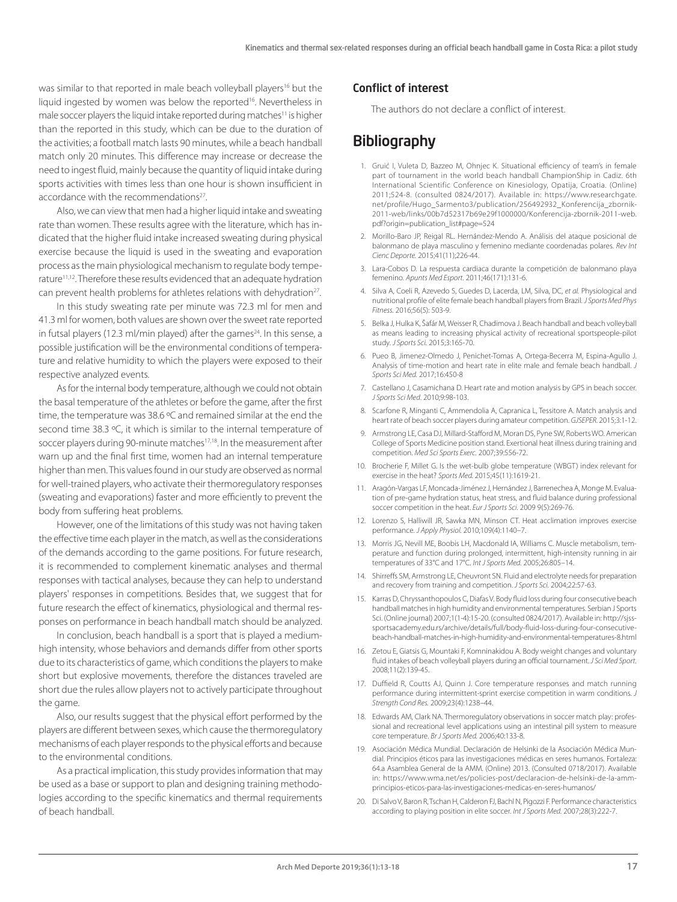was similar to that reported in male beach volleyball players[16] but the liquid ingested by women was below the reported[16]. Nevertheless in male soccer players the liquid intake reported during matches[11] is higher than the reported in this study, which can be due to the duration of the activities; a football match lasts 90 minutes, while a beach handball match only 20 minutes. This difference may increase or decrease the need to ingest fluid, mainly because the quantity of liquid intake during sports activities with times less than one hour is shown insufficient in accordance with the recommendations[27].

Also, we can view that men had a higher liquid intake and sweating rate than women. These results agree with the literature, which has indicated that the higher fluid intake increased sweating during physical exercise because the liquid is used in the sweating and evaporation process as the main physiological mechanism to regulate body temperature[11,12]. Therefore these results evidenced that an adequate hydration can prevent health problems for athletes relations with dehydration[27].

In this study sweating rate per minute was 72.3 ml for men and 41.3 ml for women, both values are shown over the sweet rate reported in futsal players (12.3 ml/min played) after the games[24]. In this sense, a possible justification will be the environmental conditions of temperature and relative humidity to which the players were exposed to their respective analyzed events.

As for the internal body temperature, although we could not obtain the basal temperature of the athletes or before the game, after the first time, the temperature was 38.6 ºC and remained similar at the end the second time 38.3 ºC, it which is similar to the internal temperature of soccer players during 90-minute matches[17,18]. In the measurement after warn up and the final first time, women had an internal temperature higher than men. This values found in our study are observed as normal for well-trained players, who activate their thermoregulatory responses (sweating and evaporations) faster and more efficiently to prevent the body from suffering heat problems.

However, one of the limitations of this study was not having taken the effective time each player in the match, as well as the considerations of the demands according to the game positions. For future research, it is recommended to complement kinematic analyses and thermal responses with tactical analyses, because they can help to understand players' responses in competitions. Besides that, we suggest that for future research the effect of kinematics, physiological and thermal responses on performance in beach handball match should be analyzed.

In conclusion, beach handball is a sport that is played a medium-high intensity, whose behaviors and demands differ from other sports due to its characteristics of game, which conditions the players to make short but explosive movements, therefore the distances traveled are short due the rules allow players not to actively participate throughout the game.

Also, our results suggest that the physical effort performed by the players are different between sexes, which cause the thermoregulatory mechanisms of each player responds to the physical efforts and because to the environmental conditions.

As a practical implication, this study provides information that may be used as a base or support to plan and designing training methodologies according to the specific kinematics and thermal requirements of beach handball.

### Conflict of interest

The authors do not declare a conflict of interest.

## Bibliography

1. Gruić I, Vuleta D, Bazzeo M, Ohnjec K. Situational efficiency of team's in female part of tournament in the world beach handball ChampionShip in Cadiz. 6th International Scientific Conference on Kinesiology, Opatija, Croatia. (Online) 2011;524-8. (consulted 0824/2017). Available in: https://www.researchgate.net/profile/Hugo_Sarmento3/publication/256492932_Konferencija_zbornik-2011-web/links/00b7d52317b69e29f1000000/Konferencija-zbornik-2011-web.pdf?origin=publication_list#page=524
2. Morillo-Baro JP, Reigal RL. Hernández-Mendo A. Análisis del ataque posicional de balonmano de playa masculino y femenino mediante coordenadas polares. *Rev Int Cienc Deporte.* 2015;41(11);226-44.
3. Lara-Cobos D. La respuesta cardiaca durante la competición de balonmano playa femenino. *Apunts Med Esport.* 2011;46(171):131-6.
4. Silva A, Coeli R, Azevedo S, Guedes D, Lacerda, LM, Silva, DC, *et al.* Physiological and nutritional profile of elite female beach handball players from Brazil. *J Sports Med Phys Fitness.* 2016;56(5): 503-9.
5. Belka J, Hulka K, Šafář M, Weisser R, Chadimova J. Beach handball and beach volleyball as means leading to increasing physical activity of recreational sportspeople-pilot study. *J Sports Sci.* 2015;3:165-70.
6. Pueo B, Jimenez-Olmedo J, Penichet-Tomas A, Ortega-Becerra M, Espina-Agullo J. Analysis of time-motion and heart rate in elite male and female beach handball. *J Sports Sci Med.* 2017;16:450-8
7. Castellano J, Casamichana D. Heart rate and motion analysis by GPS in beach soccer. *J Sports Sci Med.* 2010;9:98-103.
8. Scarfone R, Minganti C, Ammendolia A, Capranica L, Tessitore A. Match analysis and heart rate of beach soccer players during amateur competition. *GJSEPER.* 2015;3:1-12.
9. Armstrong LE, Casa DJ, Millard-Stafford M, Moran DS, Pyne SW, Roberts WO. American College of Sports Medicine position stand. Exertional heat illness during training and competition. *Med Sci Sports Exerc.* 2007;39:556-72.
10. Brocherie F, Millet G. Is the wet-bulb globe temperature (WBGT) index relevant for exercise in the heat? *Sports Med.* 2015;45(11):1619-21.
11. Aragón-Vargas LF, Moncada-Jiménez J, Hernández J, Barrenechea A, Monge M. Evaluation of pre-game hydration status, heat stress, and fluid balance during professional soccer competition in the heat. *Eur J Sports Sci.* 2009 9(5):269-76.
12. Lorenzo S, Halliwill JR, Sawka MN, Minson CT. Heat acclimation improves exercise performance. *J Apply Physiol.* 2010;109(4):1140–7.
13. Morris JG, Nevill ME, Boobis LH, Macdonald IA, Williams C. Muscle metabolism, temperature and function during prolonged, intermittent, high-intensity running in air temperatures of 33°C and 17°C. *Int J Sports Med.* 2005;26:805–14.
14. Shirreffs SM, Armstrong LE, Cheuvront SN. Fluid and electrolyte needs for preparation and recovery from training and competition. *J Sports Sci.* 2004;22:57-63.
15. Karras D, Chryssanthopoulos C, Diafas V. Body fluid loss during four consecutive beach handball matches in high humidity and environmental temperatures. Serbian J Sports Sci. (Online journal) 2007;1(1-4):15-20. (consulted 0824/2017). Available in: http://sjss-sportsacademy.edu.rs/archive/details/full/body-fluid-loss-during-four-consecutive-beach-handball-matches-in-high-humidity-and-environmental-temperatures-8.html
16. Zetou E, Giatsis G, Mountaki F, Komninakidou A. Body weight changes and voluntary fluid intakes of beach volleyball players during an official tournament. *J Sci Med Sport.* 2008;11(2):139-45.
17. Duffield R, Coutts AJ, Quinn J. Core temperature responses and match running performance during intermittent-sprint exercise competition in warm conditions. *J Strength Cond Res.* 2009;23(4):1238–44.
18. Edwards AM, Clark NA. Thermoregulatory observations in soccer match play: professional and recreational level applications using an intestinal pill system to measure core temperature. *Br J Sports Med.* 2006;40:133-8.
19. Asociación Médica Mundial. Declaración de Helsinki de la Asociación Médica Mundial. Principios éticos para las investigaciones médicas en seres humanos. Fortaleza: 64.a Asamblea General de la AMM. (Online) 2013. (Consulted 0718/2017). Available in: https://www.wma.net/es/policies-post/declaracion-de-helsinki-de-la-amm-principios-eticos-para-las-investigaciones-medicas-en-seres-humanos/
20. Di Salvo V, Baron R, Tschan H, Calderon FJ, Bachl N, Pigozzi F. Performance characteristics according to playing position in elite soccer. *Int J Sports Med.* 2007;28(3):222-7.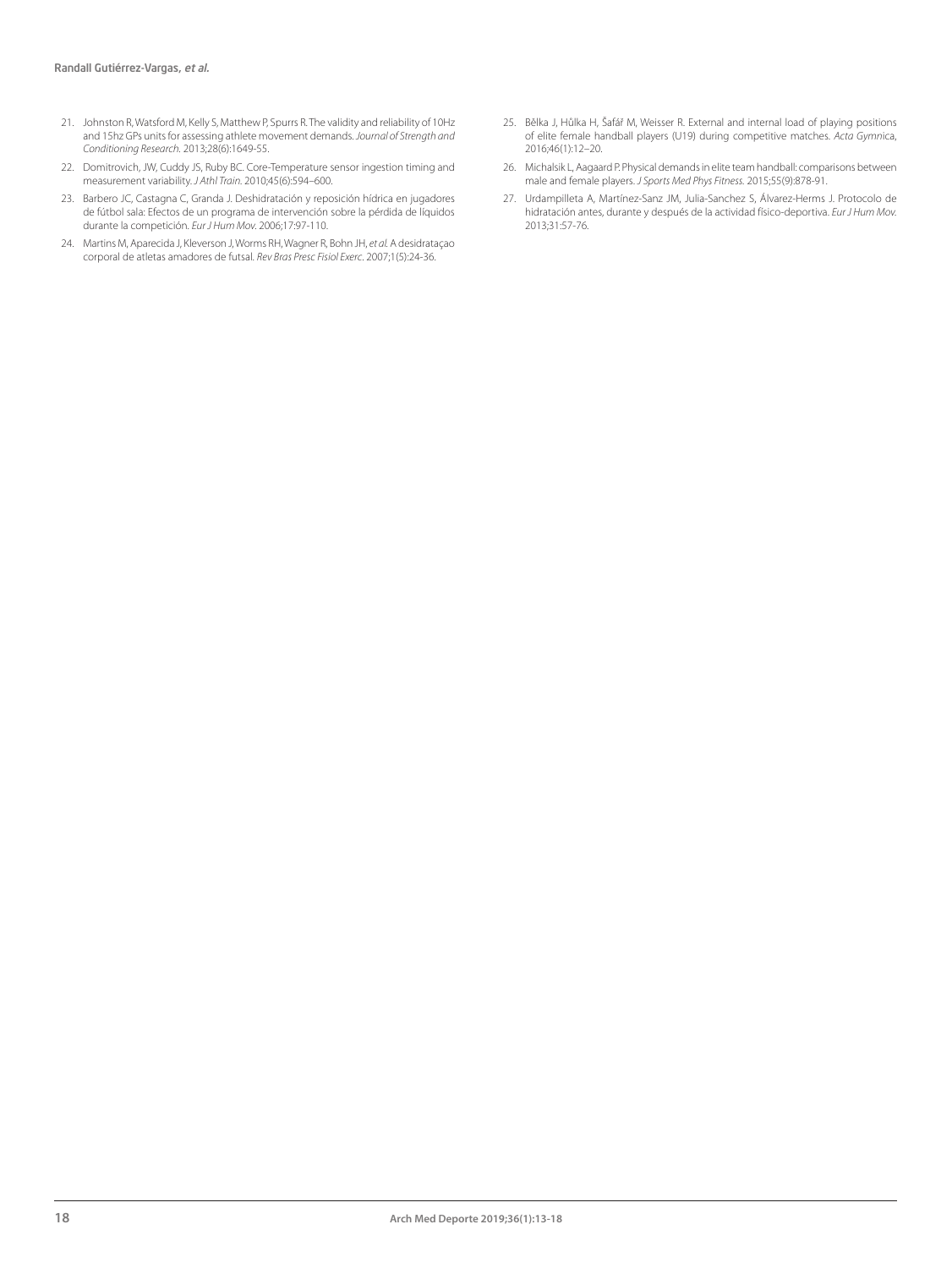21. Johnston R, Watsford M, Kelly S, Matthew P, Spurrs R. The validity and reliability of 10Hz and 15hz GPs units for assessing athlete movement demands. *Journal of Strength and Conditioning Research.* 2013;28(6):1649-55.
22. Domitrovich, JW, Cuddy JS, Ruby BC. Core-Temperature sensor ingestion timing and measurement variability. *J Athl Train.* 2010;45(6):594–600.
23. Barbero JC, Castagna C, Granda J. Deshidratación y reposición hídrica en jugadores de fútbol sala: Efectos de un programa de intervención sobre la pérdida de líquidos durante la competición. *Eur J Hum Mov.* 2006;17:97-110.
24. Martins M, Aparecida J, Kleverson J, Worms RH, Wagner R, Bohn JH, *et al.* A desidrataçao corporal de atletas amadores de futsal. *Rev Bras Presc Fisiol Exerc*. 2007;1(5):24-36.
25. Bělka J, Hůlka H, Šafář M, Weisser R. External and internal load of playing positions of elite female handball players (U19) during competitive matches. *Acta Gymnica*, 2016;46(1):12–20.
26. Michalsik L, Aagaard P. Physical demands in elite team handball: comparisons between male and female players. *J Sports Med Phys Fitness.* 2015;55(9):878-91.
27. Urdampilleta A, Martínez-Sanz JM, Julia-Sanchez S, Álvarez-Herms J. Protocolo de hidratación antes, durante y después de la actividad físico-deportiva. *Eur J Hum Mov.* 2013;31:57-76.